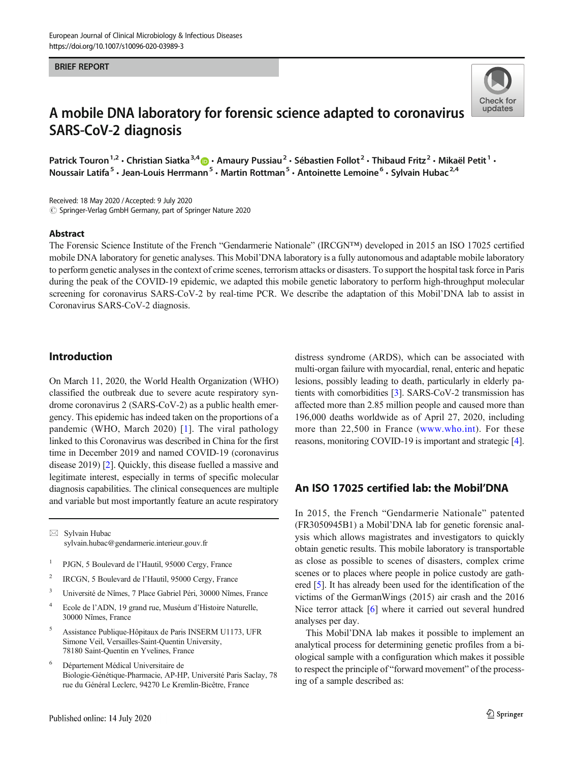BRIEF REPORT

# A mobile DNA laboratory for forensic science adapted to coronavirus SARS-CoV-2 diagnosis

Patrick Touron[1,2] · Christian Siatka[3,4] · Amaury Pussiau[2] · Sébastien Follot[2] · Thibaud Fritz[2] · Mikaël Petit[1] · Noussair Latifa[5] · Jean-Louis Herrmann[5] · Martin Rottman[5] · Antoinette Lemoine[6] · Sylvain Hubac[2,4]

Received: 18 May 2020 / Accepted: 9 July 2020
© Springer-Verlag GmbH Germany, part of Springer Nature 2020

## Abstract

The Forensic Science Institute of the French "Gendarmerie Nationale" (IRCGN™) developed in 2015 an ISO 17025 certified mobile DNA laboratory for genetic analyses. This Mobil'DNA laboratory is a fully autonomous and adaptable mobile laboratory to perform genetic analyses in the context of crime scenes, terrorism attacks or disasters. To support the hospital task force in Paris during the peak of the COVID-19 epidemic, we adapted this mobile genetic laboratory to perform high-throughput molecular screening for coronavirus SARS-CoV-2 by real-time PCR. We describe the adaptation of this Mobil'DNA lab to assist in Coronavirus SARS-CoV-2 diagnosis.

## Introduction

On March 11, 2020, the World Health Organization (WHO) classified the outbreak due to severe acute respiratory syndrome coronavirus 2 (SARS-CoV-2) as a public health emergency. This epidemic has indeed taken on the proportions of a pandemic (WHO, March 2020) [1]. The viral pathology linked to this Coronavirus was described in China for the first time in December 2019 and named COVID-19 (coronavirus disease 2019) [2]. Quickly, this disease fuelled a massive and legitimate interest, especially in terms of specific molecular diagnosis capabilities. The clinical consequences are multiple and variable but most importantly feature an acute respiratory distress syndrome (ARDS), which can be associated with multi-organ failure with myocardial, renal, enteric and hepatic lesions, possibly leading to death, particularly in elderly patients with comorbidities [3]. SARS-CoV-2 transmission has affected more than 2.85 million people and caused more than 196,000 deaths worldwide as of April 27, 2020, including more than 22,500 in France (www.who.int). For these reasons, monitoring COVID-19 is important and strategic [4].

## An ISO 17025 certified lab: the Mobil'DNA

In 2015, the French "Gendarmerie Nationale" patented (FR3050945B1) a Mobil'DNA lab for genetic forensic analysis which allows magistrates and investigators to quickly obtain genetic results. This mobile laboratory is transportable as close as possible to scenes of disasters, complex crime scenes or to places where people in police custody are gathered [5]. It has already been used for the identification of the victims of the GermanWings (2015) air crash and the 2016 Nice terror attack [6] where it carried out several hundred analyses per day.

This Mobil'DNA lab makes it possible to implement an analytical process for determining genetic profiles from a biological sample with a configuration which makes it possible to respect the principle of "forward movement" of the processing of a sample described as:

---

✉ Sylvain Hubac
sylvain.hubac@gendarmerie.interieur.gouv.fr

1 PJGN, 5 Boulevard de l'Hautil, 95000 Cergy, France

2 IRCGN, 5 Boulevard de l'Hautil, 95000 Cergy, France

3 Université de Nîmes, 7 Place Gabriel Péri, 30000 Nîmes, France

4 Ecole de l'ADN, 19 grand rue, Muséum d'Histoire Naturelle, 30000 Nîmes, France

5 Assistance Publique-Hôpitaux de Paris INSERM U1173, UFR Simone Veil, Versailles-Saint-Quentin University, 78180 Saint-Quentin en Yvelines, France

6 Département Médical Universitaire de Biologie-Génétique-Pharmacie, AP-HP, Université Paris Saclay, 78 rue du Général Leclerc, 94270 Le Kremlin-Bicêtre, France

Published online: 14 July 2020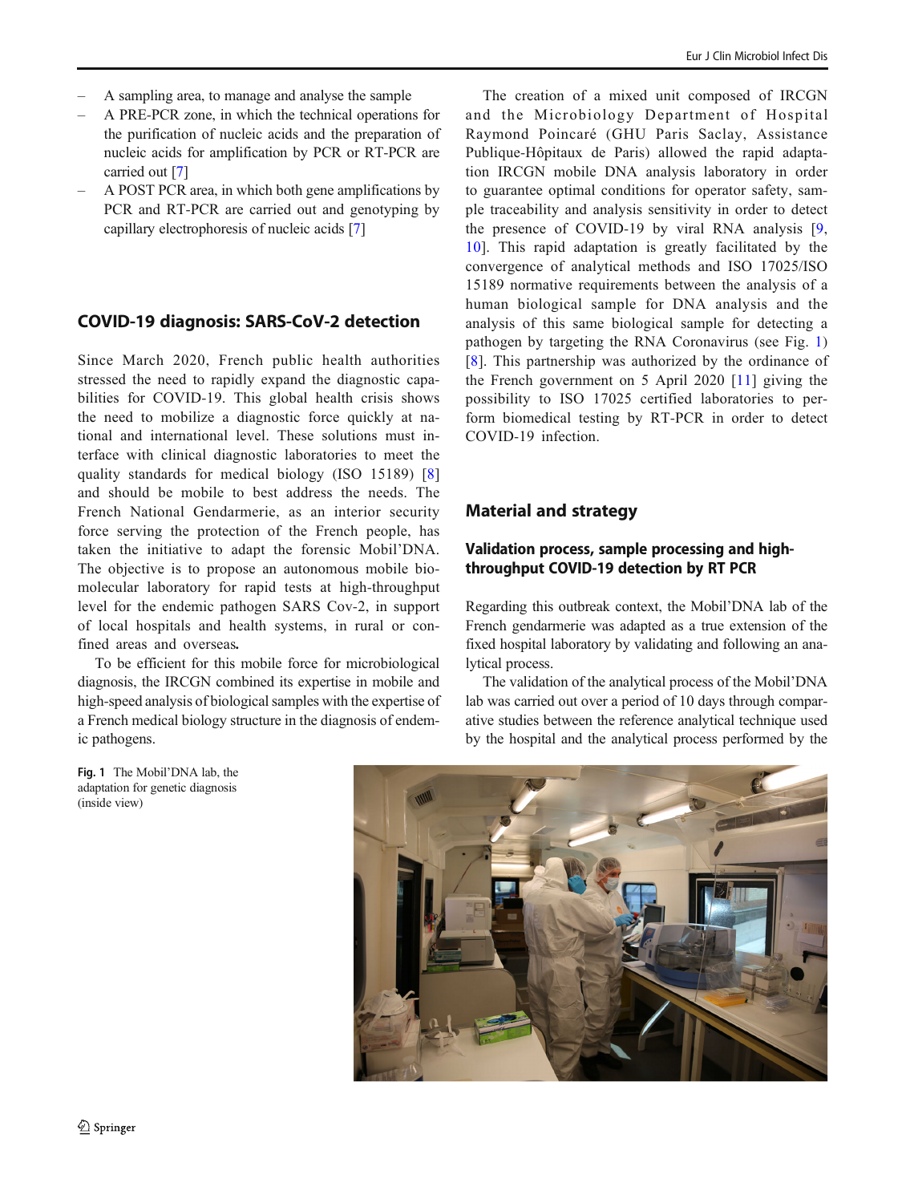- A sampling area, to manage and analyse the sample
- A PRE-PCR zone, in which the technical operations for the purification of nucleic acids and the preparation of nucleic acids for amplification by PCR or RT-PCR are carried out [7]
- A POST PCR area, in which both gene amplifications by PCR and RT-PCR are carried out and genotyping by capillary electrophoresis of nucleic acids [7]

## COVID-19 diagnosis: SARS-CoV-2 detection

Since March 2020, French public health authorities stressed the need to rapidly expand the diagnostic capabilities for COVID-19. This global health crisis shows the need to mobilize a diagnostic force quickly at national and international level. These solutions must interface with clinical diagnostic laboratories to meet the quality standards for medical biology (ISO 15189) [8] and should be mobile to best address the needs. The French National Gendarmerie, as an interior security force serving the protection of the French people, has taken the initiative to adapt the forensic Mobil'DNA. The objective is to propose an autonomous mobile biomolecular laboratory for rapid tests at high-throughput level for the endemic pathogen SARS Cov-2, in support of local hospitals and health systems, in rural or confined areas and overseas**.**

To be efficient for this mobile force for microbiological diagnosis, the IRCGN combined its expertise in mobile and high-speed analysis of biological samples with the expertise of a French medical biology structure in the diagnosis of endemic pathogens.

The creation of a mixed unit composed of IRCGN and the Microbiology Department of Hospital Raymond Poincaré (GHU Paris Saclay, Assistance Publique-Hôpitaux de Paris) allowed the rapid adaptation IRCGN mobile DNA analysis laboratory in order to guarantee optimal conditions for operator safety, sample traceability and analysis sensitivity in order to detect the presence of COVID-19 by viral RNA analysis [9, 10]. This rapid adaptation is greatly facilitated by the convergence of analytical methods and ISO 17025/ISO 15189 normative requirements between the analysis of a human biological sample for DNA analysis and the analysis of this same biological sample for detecting a pathogen by targeting the RNA Coronavirus (see Fig. 1) [8]. This partnership was authorized by the ordinance of the French government on 5 April 2020 [11] giving the possibility to ISO 17025 certified laboratories to perform biomedical testing by RT-PCR in order to detect COVID-19 infection.

## Material and strategy

### Validation process, sample processing and high-throughput COVID-19 detection by RT PCR

Regarding this outbreak context, the Mobil'DNA lab of the French gendarmerie was adapted as a true extension of the fixed hospital laboratory by validating and following an analytical process.

The validation of the analytical process of the Mobil'DNA lab was carried out over a period of 10 days through comparative studies between the reference analytical technique used by the hospital and the analytical process performed by the

**Fig. 1** The Mobil'DNA lab, the adaptation for genetic diagnosis (inside view)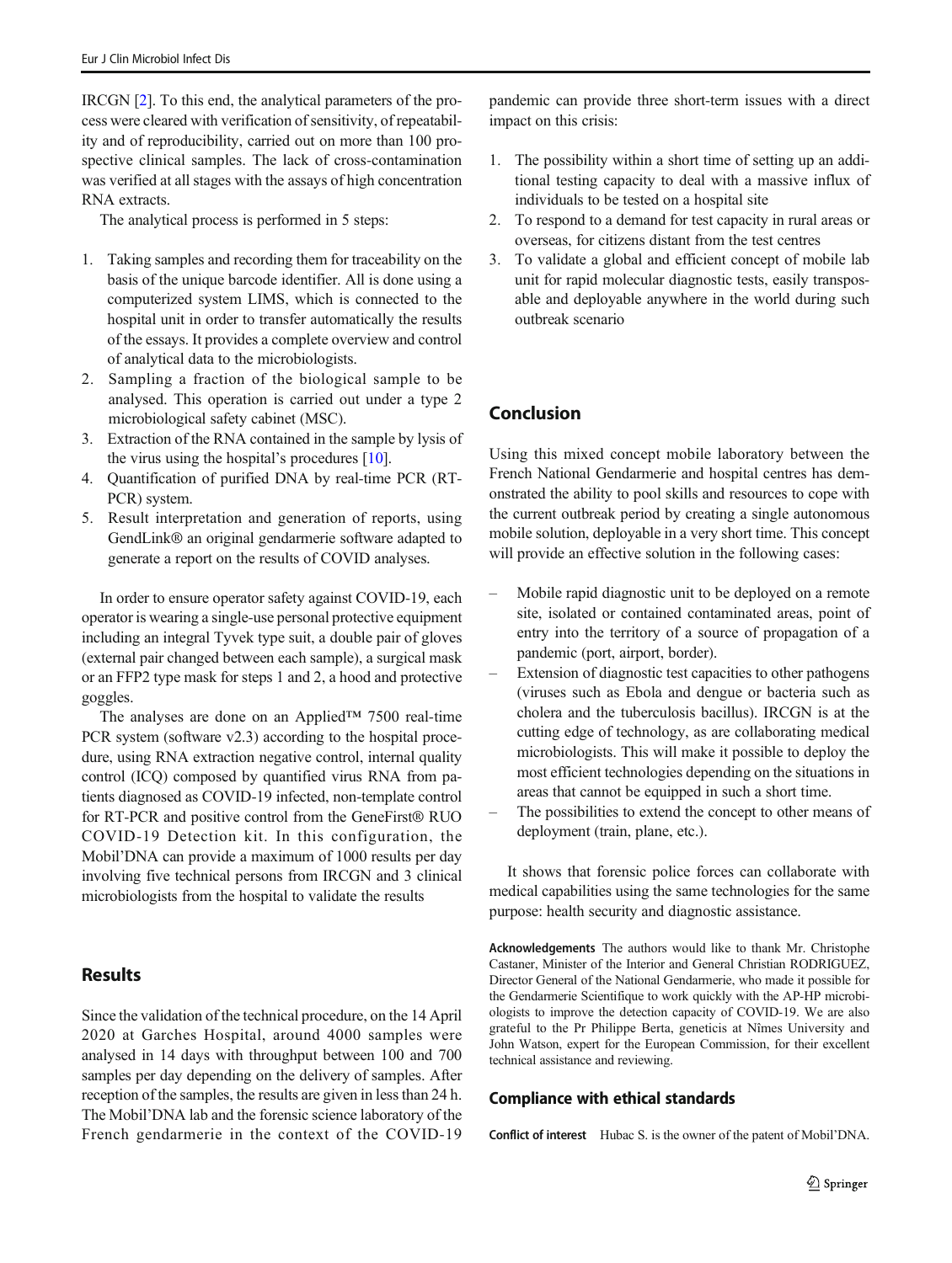IRCGN [2]. To this end, the analytical parameters of the process were cleared with verification of sensitivity, of repeatability and of reproducibility, carried out on more than 100 prospective clinical samples. The lack of cross-contamination was verified at all stages with the assays of high concentration RNA extracts.

The analytical process is performed in 5 steps:

1. Taking samples and recording them for traceability on the basis of the unique barcode identifier. All is done using a computerized system LIMS, which is connected to the hospital unit in order to transfer automatically the results of the essays. It provides a complete overview and control of analytical data to the microbiologists.
2. Sampling a fraction of the biological sample to be analysed. This operation is carried out under a type 2 microbiological safety cabinet (MSC).
3. Extraction of the RNA contained in the sample by lysis of the virus using the hospital's procedures [10].
4. Quantification of purified DNA by real-time PCR (RT-PCR) system.
5. Result interpretation and generation of reports, using GendLink® an original gendarmerie software adapted to generate a report on the results of COVID analyses.

In order to ensure operator safety against COVID-19, each operator is wearing a single-use personal protective equipment including an integral Tyvek type suit, a double pair of gloves (external pair changed between each sample), a surgical mask or an FFP2 type mask for steps 1 and 2, a hood and protective goggles.

The analyses are done on an Applied™ 7500 real-time PCR system (software v2.3) according to the hospital procedure, using RNA extraction negative control, internal quality control (ICQ) composed by quantified virus RNA from patients diagnosed as COVID-19 infected, non-template control for RT-PCR and positive control from the GeneFirst® RUO COVID-19 Detection kit. In this configuration, the Mobil'DNA can provide a maximum of 1000 results per day involving five technical persons from IRCGN and 3 clinical microbiologists from the hospital to validate the results

## Results

Since the validation of the technical procedure, on the 14 April 2020 at Garches Hospital, around 4000 samples were analysed in 14 days with throughput between 100 and 700 samples per day depending on the delivery of samples. After reception of the samples, the results are given in less than 24 h. The Mobil'DNA lab and the forensic science laboratory of the French gendarmerie in the context of the COVID-19 pandemic can provide three short-term issues with a direct impact on this crisis:

1. The possibility within a short time of setting up an additional testing capacity to deal with a massive influx of individuals to be tested on a hospital site
2. To respond to a demand for test capacity in rural areas or overseas, for citizens distant from the test centres
3. To validate a global and efficient concept of mobile lab unit for rapid molecular diagnostic tests, easily transposable and deployable anywhere in the world during such outbreak scenario

## Conclusion

Using this mixed concept mobile laboratory between the French National Gendarmerie and hospital centres has demonstrated the ability to pool skills and resources to cope with the current outbreak period by creating a single autonomous mobile solution, deployable in a very short time. This concept will provide an effective solution in the following cases:

- Mobile rapid diagnostic unit to be deployed on a remote site, isolated or contained contaminated areas, point of entry into the territory of a source of propagation of a pandemic (port, airport, border).
- Extension of diagnostic test capacities to other pathogens (viruses such as Ebola and dengue or bacteria such as cholera and the tuberculosis bacillus). IRCGN is at the cutting edge of technology, as are collaborating medical microbiologists. This will make it possible to deploy the most efficient technologies depending on the situations in areas that cannot be equipped in such a short time.
- The possibilities to extend the concept to other means of deployment (train, plane, etc.).

It shows that forensic police forces can collaborate with medical capabilities using the same technologies for the same purpose: health security and diagnostic assistance.

**Acknowledgements** The authors would like to thank Mr. Christophe Castaner, Minister of the Interior and General Christian RODRIGUEZ, Director General of the National Gendarmerie, who made it possible for the Gendarmerie Scientifique to work quickly with the AP-HP microbiologists to improve the detection capacity of COVID-19. We are also grateful to the Pr Philippe Berta, geneticis at Nîmes University and John Watson, expert for the European Commission, for their excellent technical assistance and reviewing.

### Compliance with ethical standards

**Conflict of interest** Hubac S. is the owner of the patent of Mobil'DNA.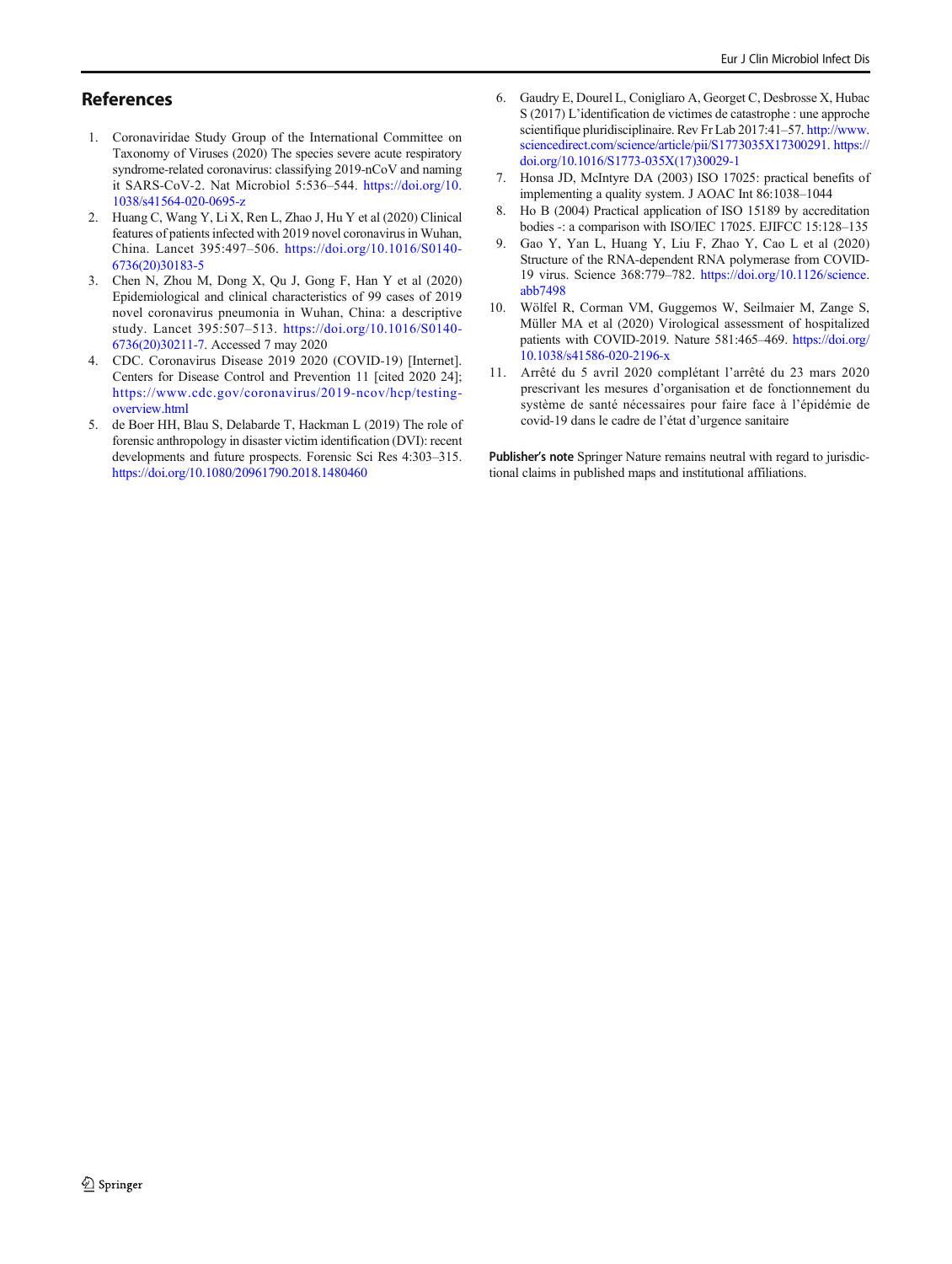## References

1. Coronaviridae Study Group of the International Committee on Taxonomy of Viruses (2020) The species severe acute respiratory syndrome-related coronavirus: classifying 2019-nCoV and naming it SARS-CoV-2. Nat Microbiol 5:536–544. https://doi.org/10.1038/s41564-020-0695-z
2. Huang C, Wang Y, Li X, Ren L, Zhao J, Hu Y et al (2020) Clinical features of patients infected with 2019 novel coronavirus in Wuhan, China. Lancet 395:497–506. https://doi.org/10.1016/S0140-6736(20)30183-5
3. Chen N, Zhou M, Dong X, Qu J, Gong F, Han Y et al (2020) Epidemiological and clinical characteristics of 99 cases of 2019 novel coronavirus pneumonia in Wuhan, China: a descriptive study. Lancet 395:507–513. https://doi.org/10.1016/S0140-6736(20)30211-7. Accessed 7 may 2020
4. CDC. Coronavirus Disease 2019 2020 (COVID-19) [Internet]. Centers for Disease Control and Prevention 11 [cited 2020 24]; https://www.cdc.gov/coronavirus/2019-ncov/hcp/testing-overview.html
5. de Boer HH, Blau S, Delabarde T, Hackman L (2019) The role of forensic anthropology in disaster victim identification (DVI): recent developments and future prospects. Forensic Sci Res 4:303–315. https://doi.org/10.1080/20961790.2018.1480460
6. Gaudry E, Dourel L, Conigliaro A, Georget C, Desbrosse X, Hubac S (2017) L'identification de victimes de catastrophe : une approche scientifique pluridisciplinaire. Rev Fr Lab 2017:41–57. http://www.sciencedirect.com/science/article/pii/S1773035X17300291. https://doi.org/10.1016/S1773-035X(17)30029-1
7. Honsa JD, McIntyre DA (2003) ISO 17025: practical benefits of implementing a quality system. J AOAC Int 86:1038–1044
8. Ho B (2004) Practical application of ISO 15189 by accreditation bodies -: a comparison with ISO/IEC 17025. EJIFCC 15:128–135
9. Gao Y, Yan L, Huang Y, Liu F, Zhao Y, Cao L et al (2020) Structure of the RNA-dependent RNA polymerase from COVID-19 virus. Science 368:779–782. https://doi.org/10.1126/science.abb7498
10. Wölfel R, Corman VM, Guggemos W, Seilmaier M, Zange S, Müller MA et al (2020) Virological assessment of hospitalized patients with COVID-2019. Nature 581:465–469. https://doi.org/10.1038/s41586-020-2196-x
11. Arrêté du 5 avril 2020 complétant l'arrêté du 23 mars 2020 prescrivant les mesures d'organisation et de fonctionnement du système de santé nécessaires pour faire face à l'épidémie de covid-19 dans le cadre de l'état d'urgence sanitaire

**Publisher's note** Springer Nature remains neutral with regard to jurisdictional claims in published maps and institutional affiliations.